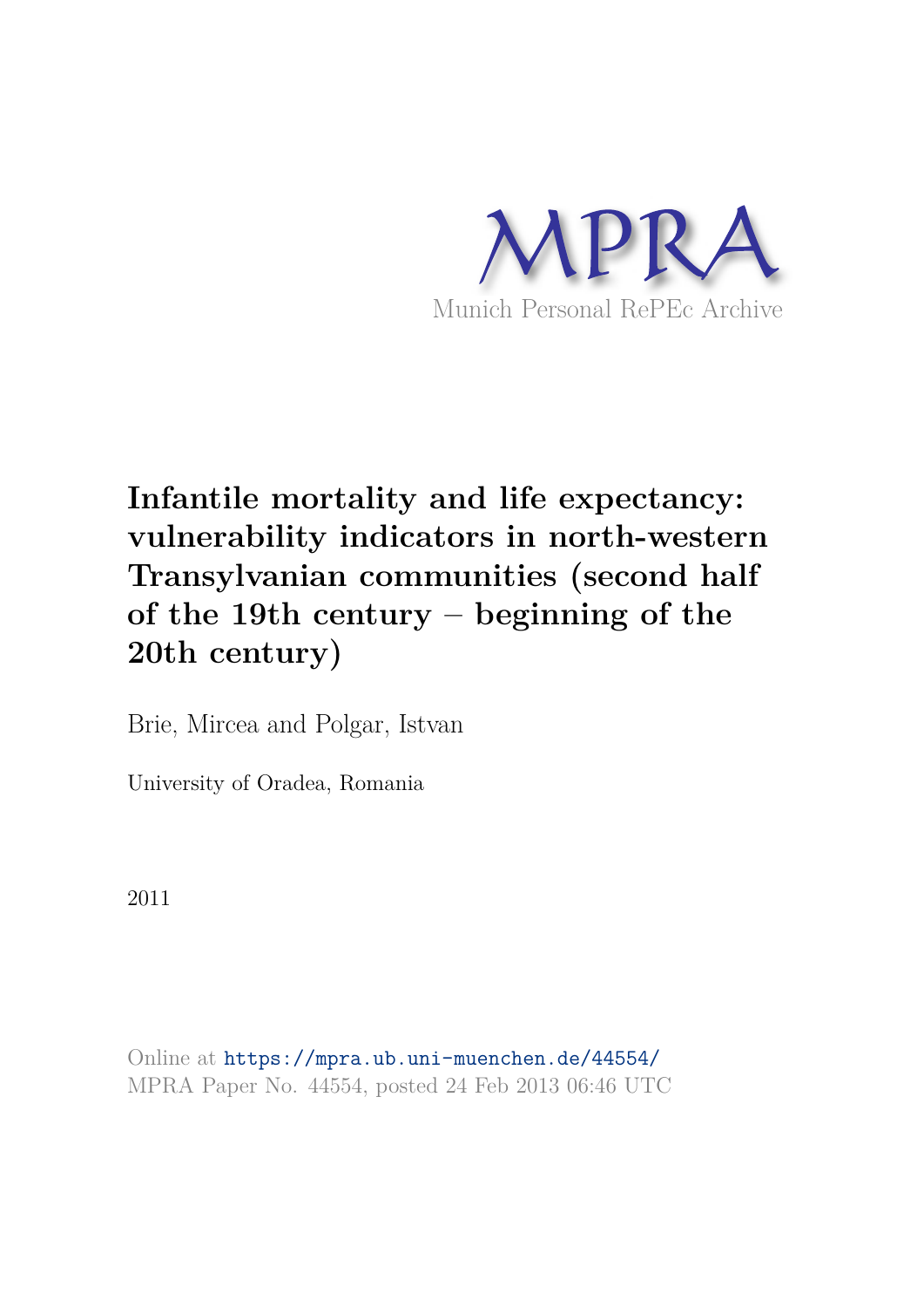MPRA

Munich Personal RePEc Archive

# Infantile mortality and life expectancy: vulnerability indicators in north-western Transylvanian communities (second half of the 19th century – beginning of the 20th century)

Brie, Mircea and Polgar, Istvan

University of Oradea, Romania

2011

Online at https://mpra.ub.uni-muenchen.de/44554/
MPRA Paper No. 44554, posted 24 Feb 2013 06:46 UTC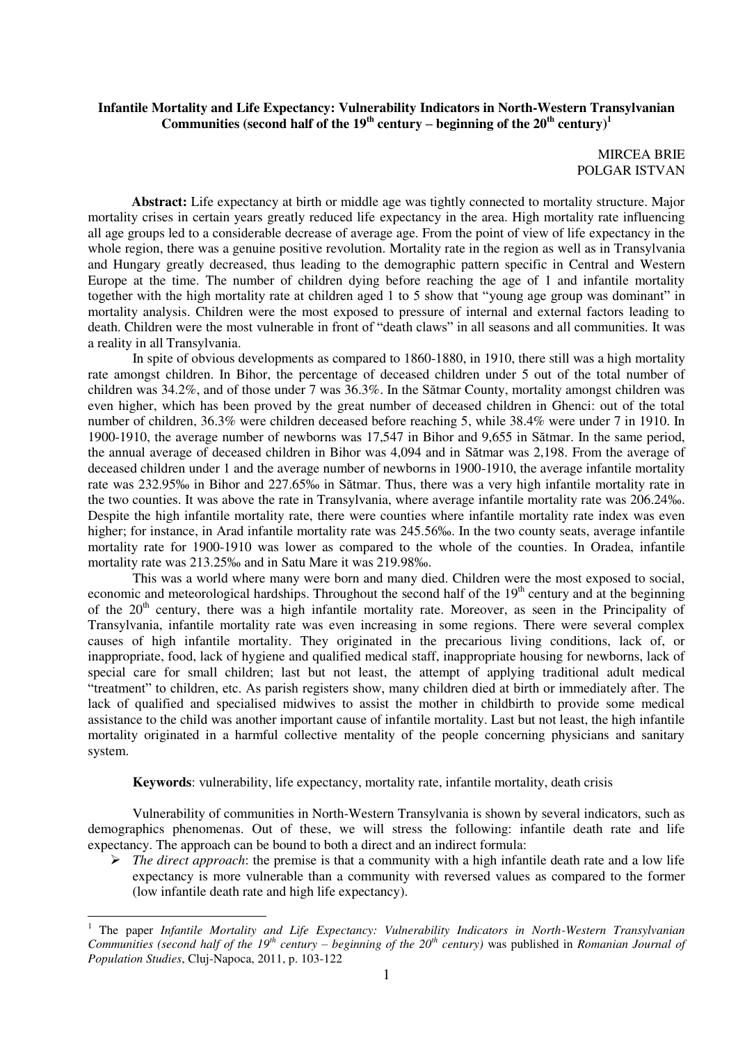**Infantile Mortality and Life Expectancy: Vulnerability Indicators in North-Western Transylvanian Communities (second half of the 19th century – beginning of the 20th century)[1]**

MIRCEA BRIE
POLGAR ISTVAN

**Abstract:** Life expectancy at birth or middle age was tightly connected to mortality structure. Major mortality crises in certain years greatly reduced life expectancy in the area. High mortality rate influencing all age groups led to a considerable decrease of average age. From the point of view of life expectancy in the whole region, there was a genuine positive revolution. Mortality rate in the region as well as in Transylvania and Hungary greatly decreased, thus leading to the demographic pattern specific in Central and Western Europe at the time. The number of children dying before reaching the age of 1 and infantile mortality together with the high mortality rate at children aged 1 to 5 show that "young age group was dominant" in mortality analysis. Children were the most exposed to pressure of internal and external factors leading to death. Children were the most vulnerable in front of "death claws" in all seasons and all communities. It was a reality in all Transylvania.

In spite of obvious developments as compared to 1860-1880, in 1910, there still was a high mortality rate amongst children. In Bihor, the percentage of deceased children under 5 out of the total number of children was 34.2%, and of those under 7 was 36.3%. In the Sătmar County, mortality amongst children was even higher, which has been proved by the great number of deceased children in Ghenci: out of the total number of children, 36.3% were children deceased before reaching 5, while 38.4% were under 7 in 1910. In 1900-1910, the average number of newborns was 17,547 in Bihor and 9,655 in Sătmar. In the same period, the annual average of deceased children in Bihor was 4,094 and in Sătmar was 2,198. From the average of deceased children under 1 and the average number of newborns in 1900-1910, the average infantile mortality rate was 232.95‰ in Bihor and 227.65‰ in Sătmar. Thus, there was a very high infantile mortality rate in the two counties. It was above the rate in Transylvania, where average infantile mortality rate was 206.24‰. Despite the high infantile mortality rate, there were counties where infantile mortality rate index was even higher; for instance, in Arad infantile mortality rate was 245.56‰. In the two county seats, average infantile mortality rate for 1900-1910 was lower as compared to the whole of the counties. In Oradea, infantile mortality rate was 213.25‰ and in Satu Mare it was 219.98‰.

This was a world where many were born and many died. Children were the most exposed to social, economic and meteorological hardships. Throughout the second half of the 19th century and at the beginning of the 20th century, there was a high infantile mortality rate. Moreover, as seen in the Principality of Transylvania, infantile mortality rate was even increasing in some regions. There were several complex causes of high infantile mortality. They originated in the precarious living conditions, lack of, or inappropriate, food, lack of hygiene and qualified medical staff, inappropriate housing for newborns, lack of special care for small children; last but not least, the attempt of applying traditional adult medical "treatment" to children, etc. As parish registers show, many children died at birth or immediately after. The lack of qualified and specialised midwives to assist the mother in childbirth to provide some medical assistance to the child was another important cause of infantile mortality. Last but not least, the high infantile mortality originated in a harmful collective mentality of the people concerning physicians and sanitary system.

**Keywords**: vulnerability, life expectancy, mortality rate, infantile mortality, death crisis

Vulnerability of communities in North-Western Transylvania is shown by several indicators, such as demographics phenomenas. Out of these, we will stress the following: infantile death rate and life expectancy. The approach can be bound to both a direct and an indirect formula:

- *The direct approach*: the premise is that a community with a high infantile death rate and a low life expectancy is more vulnerable than a community with reversed values as compared to the former (low infantile death rate and high life expectancy).

---

[1] The paper *Infantile Mortality and Life Expectancy: Vulnerability Indicators in North-Western Transylvanian Communities (second half of the 19th century – beginning of the 20th century)* was published in *Romanian Journal of Population Studies*, Cluj-Napoca, 2011, p. 103-122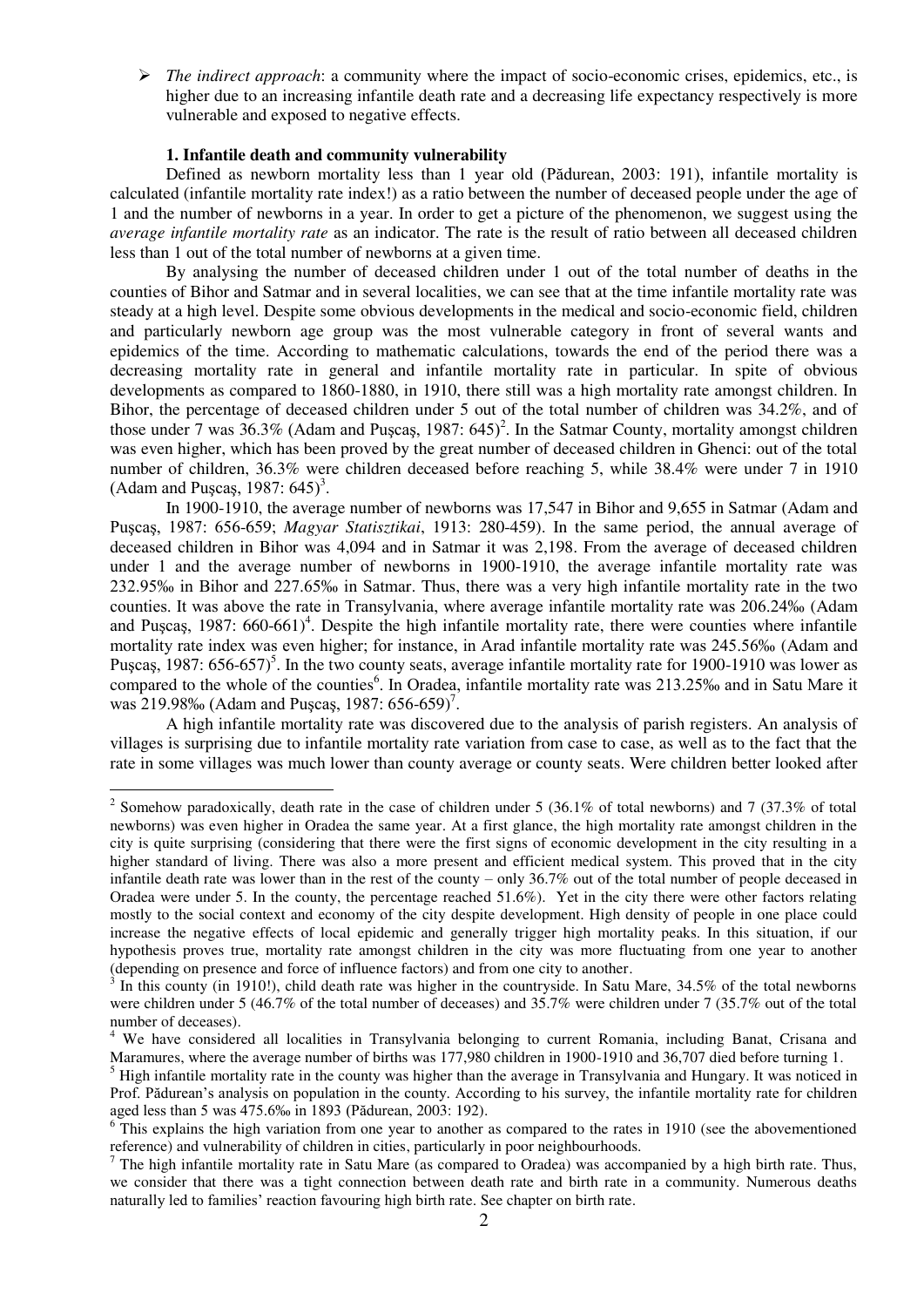- *The indirect approach*: a community where the impact of socio-economic crises, epidemics, etc., is higher due to an increasing infantile death rate and a decreasing life expectancy respectively is more vulnerable and exposed to negative effects.

### 1. Infantile death and community vulnerability

Defined as newborn mortality less than 1 year old (Pădurean, 2003: 191), infantile mortality is calculated (infantile mortality rate index!) as a ratio between the number of deceased people under the age of 1 and the number of newborns in a year. In order to get a picture of the phenomenon, we suggest using the *average infantile mortality rate* as an indicator. The rate is the result of ratio between all deceased children less than 1 out of the total number of newborns at a given time.

By analysing the number of deceased children under 1 out of the total number of deaths in the counties of Bihor and Satmar and in several localities, we can see that at the time infantile mortality rate was steady at a high level. Despite some obvious developments in the medical and socio-economic field, children and particularly newborn age group was the most vulnerable category in front of several wants and epidemics of the time. According to mathematic calculations, towards the end of the period there was a decreasing mortality rate in general and infantile mortality rate in particular. In spite of obvious developments as compared to 1860-1880, in 1910, there still was a high mortality rate amongst children. In Bihor, the percentage of deceased children under 5 out of the total number of children was 34.2%, and of those under 7 was 36.3% (Adam and Puşcaş, 1987: 645)[2]. In the Satmar County, mortality amongst children was even higher, which has been proved by the great number of deceased children in Ghenci: out of the total number of children, 36.3% were children deceased before reaching 5, while 38.4% were under 7 in 1910 (Adam and Puşcaş, 1987: 645)[3].

In 1900-1910, the average number of newborns was 17,547 in Bihor and 9,655 in Satmar (Adam and Puşcaş, 1987: 656-659; *Magyar Statisztikai*, 1913: 280-459). In the same period, the annual average of deceased children in Bihor was 4,094 and in Satmar it was 2,198. From the average of deceased children under 1 and the average number of newborns in 1900-1910, the average infantile mortality rate was 232.95‰ in Bihor and 227.65‰ in Satmar. Thus, there was a very high infantile mortality rate in the two counties. It was above the rate in Transylvania, where average infantile mortality rate was 206.24‰ (Adam and Puşcaş, 1987: 660-661)[4]. Despite the high infantile mortality rate, there were counties where infantile mortality rate index was even higher; for instance, in Arad infantile mortality rate was 245.56‰ (Adam and Puşcaş, 1987: 656-657)[5]. In the two county seats, average infantile mortality rate for 1900-1910 was lower as compared to the whole of the counties[6]. In Oradea, infantile mortality rate was 213.25‰ and in Satu Mare it was 219.98‰ (Adam and Puşcaş, 1987: 656-659)[7].

A high infantile mortality rate was discovered due to the analysis of parish registers. An analysis of villages is surprising due to infantile mortality rate variation from case to case, as well as to the fact that the rate in some villages was much lower than county average or county seats. Were children better looked after

---

[2] Somehow paradoxically, death rate in the case of children under 5 (36.1% of total newborns) and 7 (37.3% of total newborns) was even higher in Oradea the same year. At a first glance, the high mortality rate amongst children in the city is quite surprising (considering that there were the first signs of economic development in the city resulting in a higher standard of living. There was also a more present and efficient medical system. This proved that in the city infantile death rate was lower than in the rest of the county – only 36.7% out of the total number of people deceased in Oradea were under 5. In the county, the percentage reached 51.6%). Yet in the city there were other factors relating mostly to the social context and economy of the city despite development. High density of people in one place could increase the negative effects of local epidemic and generally trigger high mortality peaks. In this situation, if our hypothesis proves true, mortality rate amongst children in the city was more fluctuating from one year to another (depending on presence and force of influence factors) and from one city to another.

[3] In this county (in 1910!), child death rate was higher in the countryside. In Satu Mare, 34.5% of the total newborns were children under 5 (46.7% of the total number of deceases) and 35.7% were children under 7 (35.7% out of the total number of deceases).

[4] We have considered all localities in Transylvania belonging to current Romania, including Banat, Crisana and Maramures, where the average number of births was 177,980 children in 1900-1910 and 36,707 died before turning 1.

[5] High infantile mortality rate in the county was higher than the average in Transylvania and Hungary. It was noticed in Prof. Pădurean's analysis on population in the county. According to his survey, the infantile mortality rate for children aged less than 5 was 475.6‰ in 1893 (Pădurean, 2003: 192).

[6] This explains the high variation from one year to another as compared to the rates in 1910 (see the abovementioned reference) and vulnerability of children in cities, particularly in poor neighbourhoods.

[7] The high infantile mortality rate in Satu Mare (as compared to Oradea) was accompanied by a high birth rate. Thus, we consider that there was a tight connection between death rate and birth rate in a community. Numerous deaths naturally led to families' reaction favouring high birth rate. See chapter on birth rate.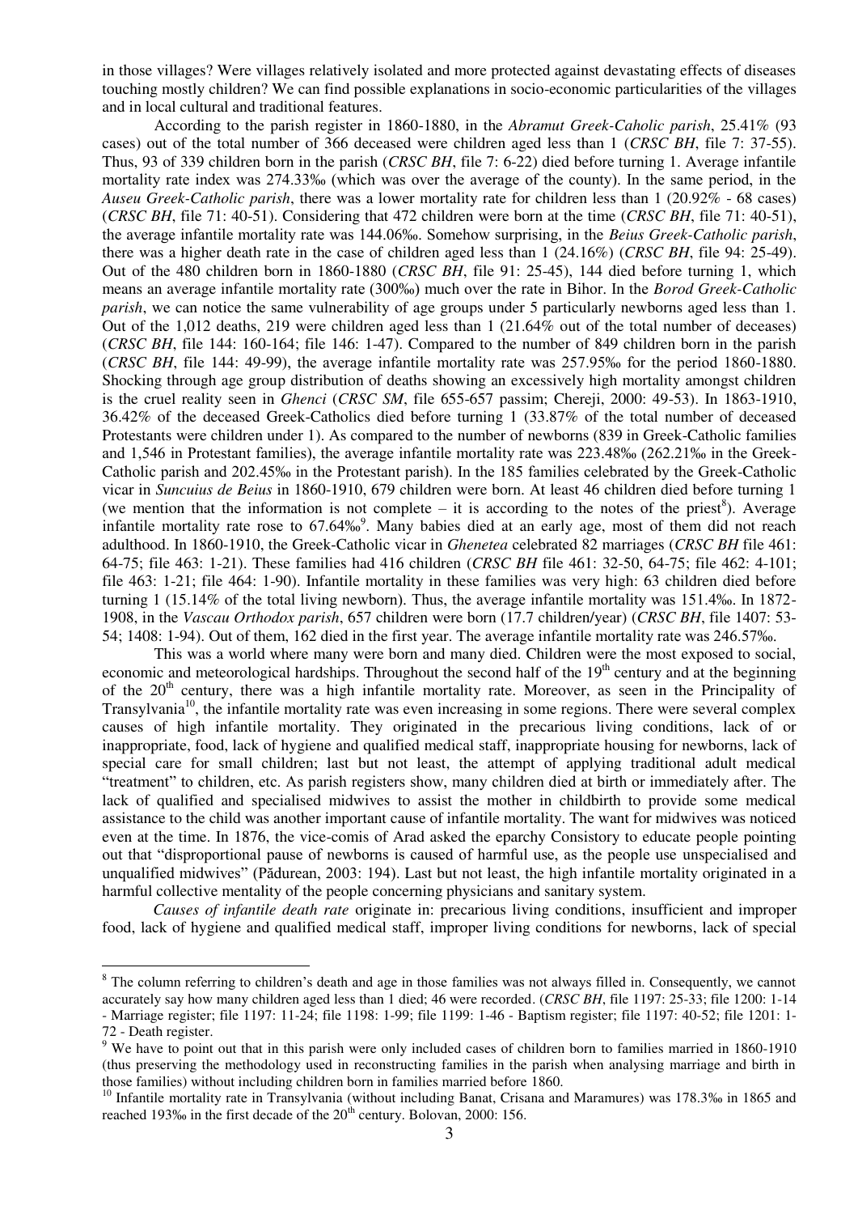in those villages? Were villages relatively isolated and more protected against devastating effects of diseases touching mostly children? We can find possible explanations in socio-economic particularities of the villages and in local cultural and traditional features.

According to the parish register in 1860-1880, in the *Abramut Greek-Caholic parish*, 25.41% (93 cases) out of the total number of 366 deceased were children aged less than 1 (*CRSC BH*, file 7: 37-55). Thus, 93 of 339 children born in the parish (*CRSC BH*, file 7: 6-22) died before turning 1. Average infantile mortality rate index was 274.33‰ (which was over the average of the county). In the same period, in the *Auseu Greek-Catholic parish*, there was a lower mortality rate for children less than 1 (20.92% - 68 cases) (*CRSC BH*, file 71: 40-51). Considering that 472 children were born at the time (*CRSC BH*, file 71: 40-51), the average infantile mortality rate was 144.06‰. Somehow surprising, in the *Beius Greek-Catholic parish*, there was a higher death rate in the case of children aged less than 1 (24.16%) (*CRSC BH*, file 94: 25-49). Out of the 480 children born in 1860-1880 (*CRSC BH*, file 91: 25-45), 144 died before turning 1, which means an average infantile mortality rate (300‰) much over the rate in Bihor. In the *Borod Greek-Catholic parish*, we can notice the same vulnerability of age groups under 5 particularly newborns aged less than 1. Out of the 1,012 deaths, 219 were children aged less than 1 (21.64% out of the total number of deceases) (*CRSC BH*, file 144: 160-164; file 146: 1-47). Compared to the number of 849 children born in the parish (*CRSC BH*, file 144: 49-99), the average infantile mortality rate was 257.95‰ for the period 1860-1880. Shocking through age group distribution of deaths showing an excessively high mortality amongst children is the cruel reality seen in *Ghenci* (*CRSC SM*, file 655-657 passim; Chereji, 2000: 49-53). In 1863-1910, 36.42% of the deceased Greek-Catholics died before turning 1 (33.87% of the total number of deceased Protestants were children under 1). As compared to the number of newborns (839 in Greek-Catholic families and 1,546 in Protestant families), the average infantile mortality rate was 223.48‰ (262.21‰ in the Greek-Catholic parish and 202.45‰ in the Protestant parish). In the 185 families celebrated by the Greek-Catholic vicar in *Suncuius de Beius* in 1860-1910, 679 children were born. At least 46 children died before turning 1 (we mention that the information is not complete – it is according to the notes of the priest[8]). Average infantile mortality rate rose to 67.64‰[9]. Many babies died at an early age, most of them did not reach adulthood. In 1860-1910, the Greek-Catholic vicar in *Ghenetea* celebrated 82 marriages (*CRSC BH* file 461: 64-75; file 463: 1-21). These families had 416 children (*CRSC BH* file 461: 32-50, 64-75; file 462: 4-101; file 463: 1-21; file 464: 1-90). Infantile mortality in these families was very high: 63 children died before turning 1 (15.14% of the total living newborn). Thus, the average infantile mortality was 151.4‰. In 1872-1908, in the *Vascau Orthodox parish*, 657 children were born (17.7 children/year) (*CRSC BH*, file 1407: 53-54; 1408: 1-94). Out of them, 162 died in the first year. The average infantile mortality rate was 246.57‰.

This was a world where many were born and many died. Children were the most exposed to social, economic and meteorological hardships. Throughout the second half of the 19th century and at the beginning of the 20th century, there was a high infantile mortality rate. Moreover, as seen in the Principality of Transylvania[10], the infantile mortality rate was even increasing in some regions. There were several complex causes of high infantile mortality. They originated in the precarious living conditions, lack of or inappropriate, food, lack of hygiene and qualified medical staff, inappropriate housing for newborns, lack of special care for small children; last but not least, the attempt of applying traditional adult medical "treatment" to children, etc. As parish registers show, many children died at birth or immediately after. The lack of qualified and specialised midwives to assist the mother in childbirth to provide some medical assistance to the child was another important cause of infantile mortality. The want for midwives was noticed even at the time. In 1876, the vice-comis of Arad asked the eparchy Consistory to educate people pointing out that "disproportional pause of newborns is caused of harmful use, as the people use unspecialised and unqualified midwives" (Pădurean, 2003: 194). Last but not least, the high infantile mortality originated in a harmful collective mentality of the people concerning physicians and sanitary system.

*Causes of infantile death rate* originate in: precarious living conditions, insufficient and improper food, lack of hygiene and qualified medical staff, improper living conditions for newborns, lack of special

---

[8] The column referring to children's death and age in those families was not always filled in. Consequently, we cannot accurately say how many children aged less than 1 died; 46 were recorded. (*CRSC BH*, file 1197: 25-33; file 1200: 1-14 - Marriage register; file 1197: 11-24; file 1198: 1-99; file 1199: 1-46 - Baptism register; file 1197: 40-52; file 1201: 1-72 - Death register.

[9] We have to point out that in this parish were only included cases of children born to families married in 1860-1910 (thus preserving the methodology used in reconstructing families in the parish when analysing marriage and birth in those families) without including children born in families married before 1860.

[10] Infantile mortality rate in Transylvania (without including Banat, Crisana and Maramures) was 178.3‰ in 1865 and reached 193‰ in the first decade of the 20th century. Bolovan, 2000: 156.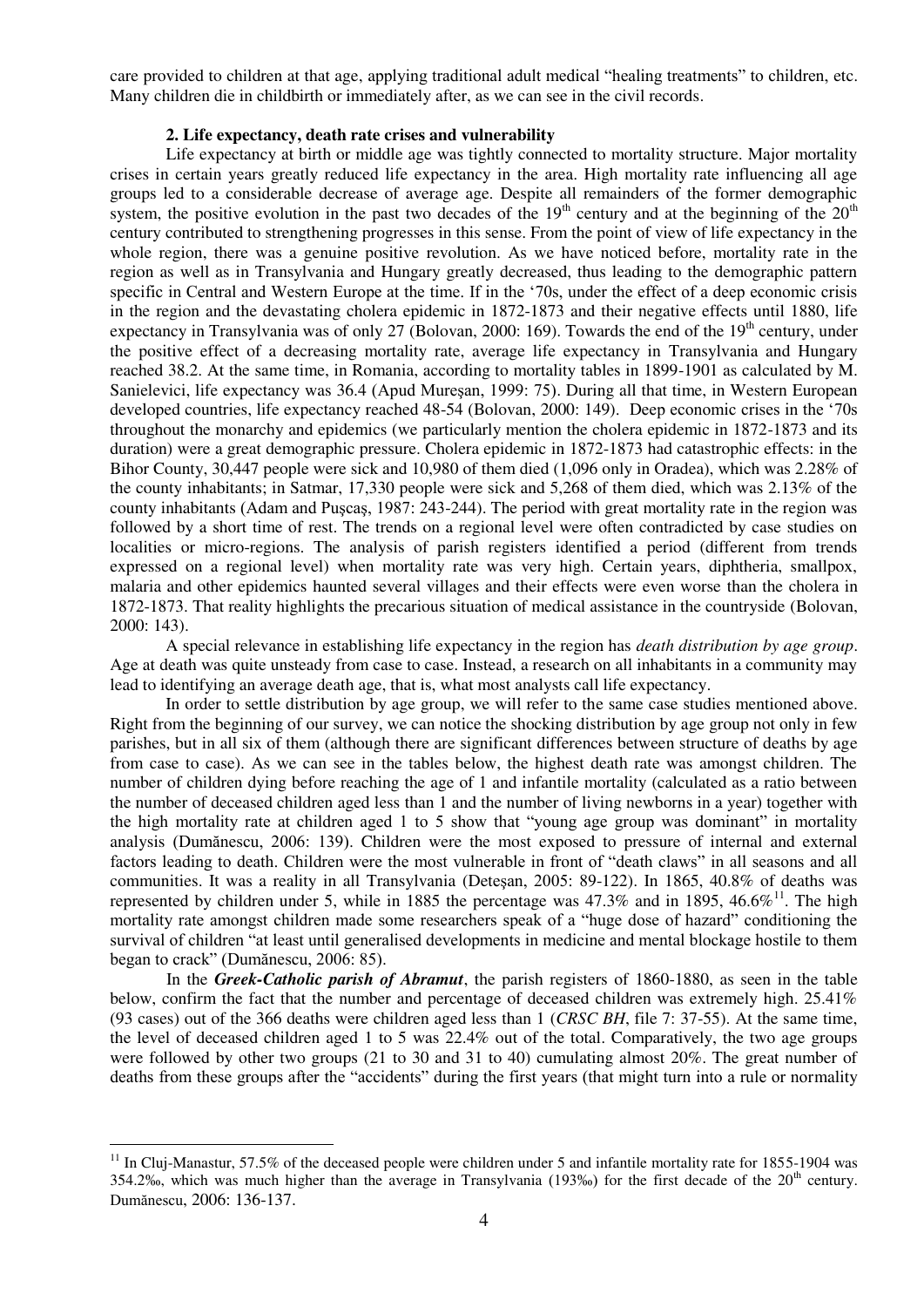care provided to children at that age, applying traditional adult medical "healing treatments" to children, etc. Many children die in childbirth or immediately after, as we can see in the civil records.

### 2. Life expectancy, death rate crises and vulnerability

Life expectancy at birth or middle age was tightly connected to mortality structure. Major mortality crises in certain years greatly reduced life expectancy in the area. High mortality rate influencing all age groups led to a considerable decrease of average age. Despite all remainders of the former demographic system, the positive evolution in the past two decades of the 19th century and at the beginning of the 20th century contributed to strengthening progresses in this sense. From the point of view of life expectancy in the whole region, there was a genuine positive revolution. As we have noticed before, mortality rate in the region as well as in Transylvania and Hungary greatly decreased, thus leading to the demographic pattern specific in Central and Western Europe at the time. If in the '70s, under the effect of a deep economic crisis in the region and the devastating cholera epidemic in 1872-1873 and their negative effects until 1880, life expectancy in Transylvania was of only 27 (Bolovan, 2000: 169). Towards the end of the 19th century, under the positive effect of a decreasing mortality rate, average life expectancy in Transylvania and Hungary reached 38.2. At the same time, in Romania, according to mortality tables in 1899-1901 as calculated by M. Sanielevici, life expectancy was 36.4 (Apud Mureşan, 1999: 75). During all that time, in Western European developed countries, life expectancy reached 48-54 (Bolovan, 2000: 149). Deep economic crises in the '70s throughout the monarchy and epidemics (we particularly mention the cholera epidemic in 1872-1873 and its duration) were a great demographic pressure. Cholera epidemic in 1872-1873 had catastrophic effects: in the Bihor County, 30,447 people were sick and 10,980 of them died (1,096 only in Oradea), which was 2.28% of the county inhabitants; in Satmar, 17,330 people were sick and 5,268 of them died, which was 2.13% of the county inhabitants (Adam and Puşcaş, 1987: 243-244). The period with great mortality rate in the region was followed by a short time of rest. The trends on a regional level were often contradicted by case studies on localities or micro-regions. The analysis of parish registers identified a period (different from trends expressed on a regional level) when mortality rate was very high. Certain years, diphtheria, smallpox, malaria and other epidemics haunted several villages and their effects were even worse than the cholera in 1872-1873. That reality highlights the precarious situation of medical assistance in the countryside (Bolovan, 2000: 143).

A special relevance in establishing life expectancy in the region has *death distribution by age group*. Age at death was quite unsteady from case to case. Instead, a research on all inhabitants in a community may lead to identifying an average death age, that is, what most analysts call life expectancy.

In order to settle distribution by age group, we will refer to the same case studies mentioned above. Right from the beginning of our survey, we can notice the shocking distribution by age group not only in few parishes, but in all six of them (although there are significant differences between structure of deaths by age from case to case). As we can see in the tables below, the highest death rate was amongst children. The number of children dying before reaching the age of 1 and infantile mortality (calculated as a ratio between the number of deceased children aged less than 1 and the number of living newborns in a year) together with the high mortality rate at children aged 1 to 5 show that "young age group was dominant" in mortality analysis (Dumănescu, 2006: 139). Children were the most exposed to pressure of internal and external factors leading to death. Children were the most vulnerable in front of "death claws" in all seasons and all communities. It was a reality in all Transylvania (Deteşan, 2005: 89-122). In 1865, 40.8% of deaths was represented by children under 5, while in 1885 the percentage was 47.3% and in 1895, 46.6%[11]. The high mortality rate amongst children made some researchers speak of a "huge dose of hazard" conditioning the survival of children "at least until generalised developments in medicine and mental blockage hostile to them began to crack" (Dumănescu, 2006: 85).

In the ***Greek-Catholic parish of Abramut***, the parish registers of 1860-1880, as seen in the table below, confirm the fact that the number and percentage of deceased children was extremely high. 25.41% (93 cases) out of the 366 deaths were children aged less than 1 (*CRSC BH*, file 7: 37-55). At the same time, the level of deceased children aged 1 to 5 was 22.4% out of the total. Comparatively, the two age groups were followed by other two groups (21 to 30 and 31 to 40) cumulating almost 20%. The great number of deaths from these groups after the "accidents" during the first years (that might turn into a rule or normality

---

[11] In Cluj-Manastur, 57.5% of the deceased people were children under 5 and infantile mortality rate for 1855-1904 was 354.2‰, which was much higher than the average in Transylvania (193‰) for the first decade of the 20th century. Dumănescu, 2006: 136-137.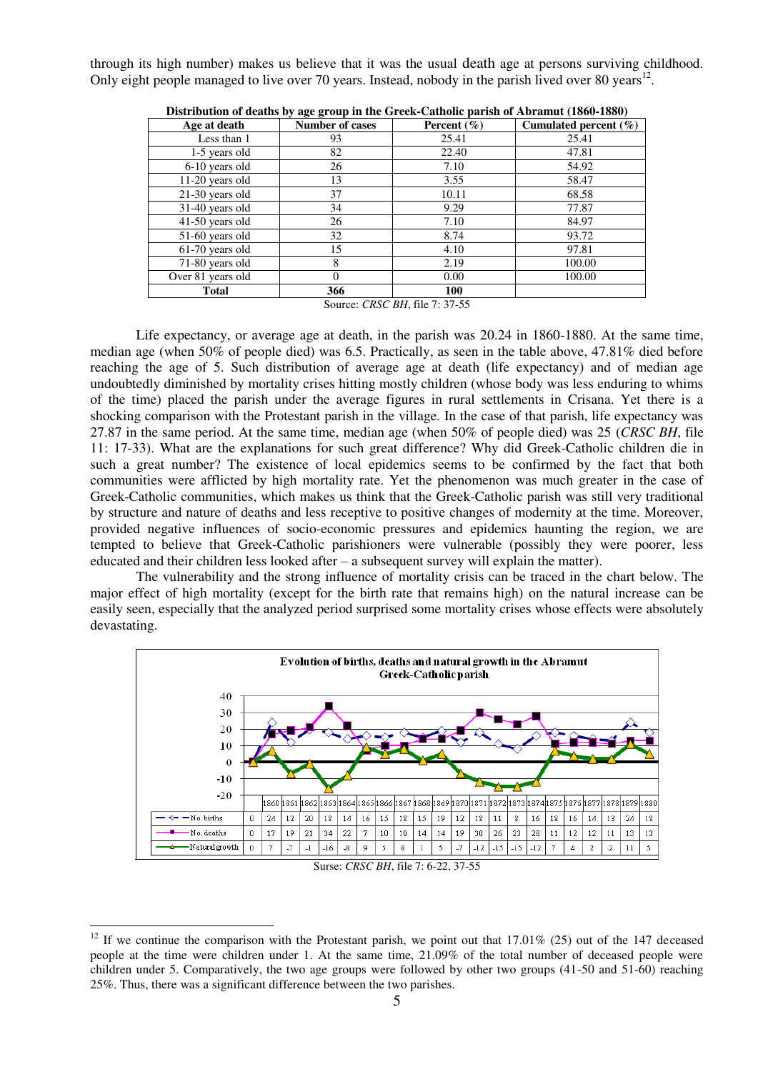through its high number) makes us believe that it was the usual death age at persons surviving childhood. Only eight people managed to live over 70 years. Instead, nobody in the parish lived over 80 years[12].

**Distribution of deaths by age group in the Greek-Catholic parish of Abramut (1860-1880)**

| Age at death | Number of cases | Percent (%) | Cumulated percent (%) |
|---|---|---|---|
| Less than 1 | 93 | 25.41 | 25.41 |
| 1-5 years old | 82 | 22.40 | 47.81 |
| 6-10 years old | 26 | 7.10 | 54.92 |
| 11-20 years old | 13 | 3.55 | 58.47 |
| 21-30 years old | 37 | 10.11 | 68.58 |
| 31-40 years old | 34 | 9.29 | 77.87 |
| 41-50 years old | 26 | 7.10 | 84.97 |
| 51-60 years old | 32 | 8.74 | 93.72 |
| 61-70 years old | 15 | 4.10 | 97.81 |
| 71-80 years old | 8 | 2.19 | 100.00 |
| Over 81 years old | 0 | 0.00 | 100.00 |
| **Total** | **366** | **100** | |

Source: *CRSC BH*, file 7: 37-55

Life expectancy, or average age at death, in the parish was 20.24 in 1860-1880. At the same time, median age (when 50% of people died) was 6.5. Practically, as seen in the table above, 47.81% died before reaching the age of 5. Such distribution of average age at death (life expectancy) and of median age undoubtedly diminished by mortality crises hitting mostly children (whose body was less enduring to whims of the time) placed the parish under the average figures in rural settlements in Crisana. Yet there is a shocking comparison with the Protestant parish in the village. In the case of that parish, life expectancy was 27.87 in the same period. At the same time, median age (when 50% of people died) was 25 (*CRSC BH*, file 11: 17-33). What are the explanations for such great difference? Why did Greek-Catholic children die in such a great number? The existence of local epidemics seems to be confirmed by the fact that both communities were afflicted by high mortality rate. Yet the phenomenon was much greater in the case of Greek-Catholic communities, which makes us think that the Greek-Catholic parish was still very traditional by structure and nature of deaths and less receptive to positive changes of modernity at the time. Moreover, provided negative influences of socio-economic pressures and epidemics haunting the region, we are tempted to believe that Greek-Catholic parishioners were vulnerable (possibly they were poorer, less educated and their children less looked after – a subsequent survey will explain the matter).

The vulnerability and the strong influence of mortality crisis can be traced in the chart below. The major effect of high mortality (except for the birth rate that remains high) on the natural increase can be easily seen, especially that the analyzed period surprised some mortality crises whose effects were absolutely devastating.

**Evolution of births, deaths and natural growth in the Abramut Greek-Catholic parish**

| | | 1860 | 1861 | 1862 | 1863 | 1864 | 1865 | 1866 | 1867 | 1868 | 1869 | 1870 | 1871 | 1872 | 1873 | 1874 | 1875 | 1876 | 1877 | 1878 | 1879 | 1880 |
|---|---|---|---|---|---|---|---|---|---|---|---|---|---|---|---|---|---|---|---|---|---|---|
| No. births | 0 | 24 | 12 | 20 | 18 | 14 | 16 | 15 | 18 | 15 | 19 | 12 | 18 | 11 | 8 | 16 | 18 | 16 | 14 | 13 | 24 | 18 |
| No. deaths | 0 | 17 | 19 | 21 | 34 | 22 | 7 | 10 | 10 | 14 | 14 | 19 | 30 | 26 | 23 | 28 | 11 | 12 | 12 | 11 | 13 | 13 |
| Natural growth | 0 | 7 | -7 | -1 | -16 | -8 | 9 | 5 | 8 | 1 | 5 | -7 | -12 | -15 | -15 | -12 | 7 | 4 | 2 | 2 | 11 | 5 |

Surse: *CRSC BH*, file 7: 6-22, 37-55

---

[12] If we continue the comparison with the Protestant parish, we point out that 17.01% (25) out of the 147 deceased people at the time were children under 1. At the same time, 21.09% of the total number of deceased people were children under 5. Comparatively, the two age groups were followed by other two groups (41-50 and 51-60) reaching 25%. Thus, there was a significant difference between the two parishes.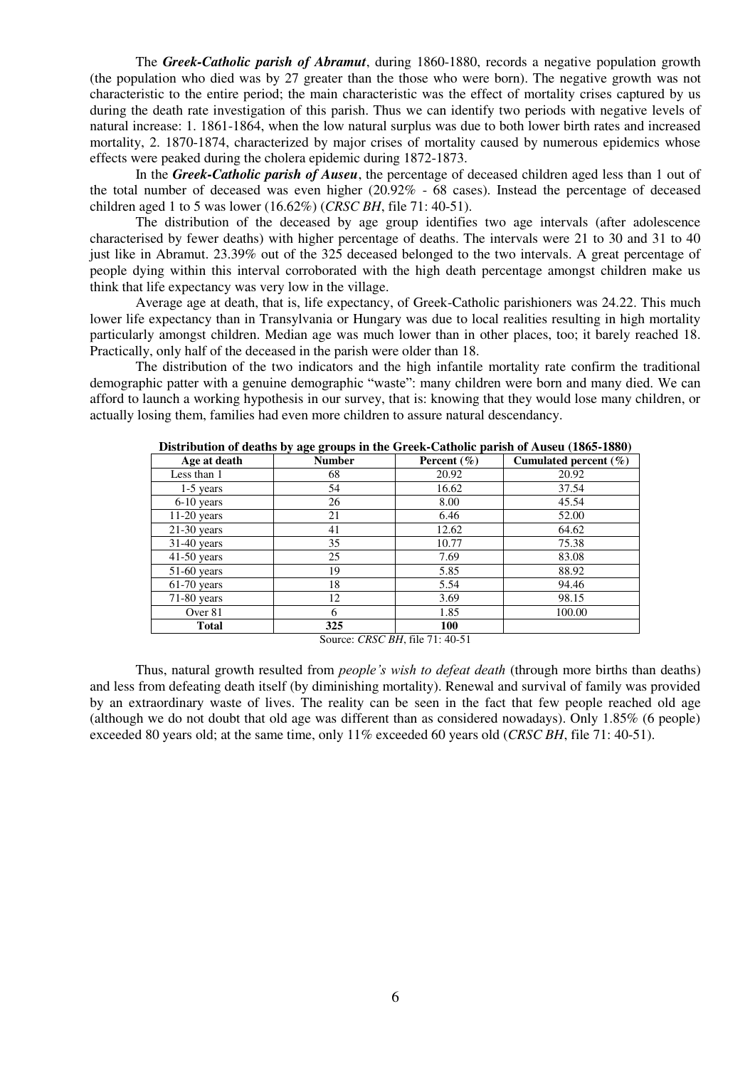The ***Greek-Catholic parish of Abramut***, during 1860-1880, records a negative population growth (the population who died was by 27 greater than the those who were born). The negative growth was not characteristic to the entire period; the main characteristic was the effect of mortality crises captured by us during the death rate investigation of this parish. Thus we can identify two periods with negative levels of natural increase: 1. 1861-1864, when the low natural surplus was due to both lower birth rates and increased mortality, 2. 1870-1874, characterized by major crises of mortality caused by numerous epidemics whose effects were peaked during the cholera epidemic during 1872-1873.

In the ***Greek-Catholic parish of Auseu***, the percentage of deceased children aged less than 1 out of the total number of deceased was even higher (20.92% - 68 cases). Instead the percentage of deceased children aged 1 to 5 was lower (16.62%) (*CRSC BH*, file 71: 40-51).

The distribution of the deceased by age group identifies two age intervals (after adolescence characterised by fewer deaths) with higher percentage of deaths. The intervals were 21 to 30 and 31 to 40 just like in Abramut. 23.39% out of the 325 deceased belonged to the two intervals. A great percentage of people dying within this interval corroborated with the high death percentage amongst children make us think that life expectancy was very low in the village.

Average age at death, that is, life expectancy, of Greek-Catholic parishioners was 24.22. This much lower life expectancy than in Transylvania or Hungary was due to local realities resulting in high mortality particularly amongst children. Median age was much lower than in other places, too; it barely reached 18. Practically, only half of the deceased in the parish were older than 18.

The distribution of the two indicators and the high infantile mortality rate confirm the traditional demographic patter with a genuine demographic "waste": many children were born and many died. We can afford to launch a working hypothesis in our survey, that is: knowing that they would lose many children, or actually losing them, families had even more children to assure natural descendancy.

**Distribution of deaths by age groups in the Greek-Catholic parish of Auseu (1865-1880)**

| Age at death | Number | Percent (%) | Cumulated percent (%) |
|---|---|---|---|
| Less than 1 | 68 | 20.92 | 20.92 |
| 1-5 years | 54 | 16.62 | 37.54 |
| 6-10 years | 26 | 8.00 | 45.54 |
| 11-20 years | 21 | 6.46 | 52.00 |
| 21-30 years | 41 | 12.62 | 64.62 |
| 31-40 years | 35 | 10.77 | 75.38 |
| 41-50 years | 25 | 7.69 | 83.08 |
| 51-60 years | 19 | 5.85 | 88.92 |
| 61-70 years | 18 | 5.54 | 94.46 |
| 71-80 years | 12 | 3.69 | 98.15 |
| Over 81 | 6 | 1.85 | 100.00 |
| **Total** | **325** | **100** | |

Source: *CRSC BH*, file 71: 40-51

Thus, natural growth resulted from *people's wish to defeat death* (through more births than deaths) and less from defeating death itself (by diminishing mortality). Renewal and survival of family was provided by an extraordinary waste of lives. The reality can be seen in the fact that few people reached old age (although we do not doubt that old age was different than as considered nowadays). Only 1.85% (6 people) exceeded 80 years old; at the same time, only 11% exceeded 60 years old (*CRSC BH*, file 71: 40-51).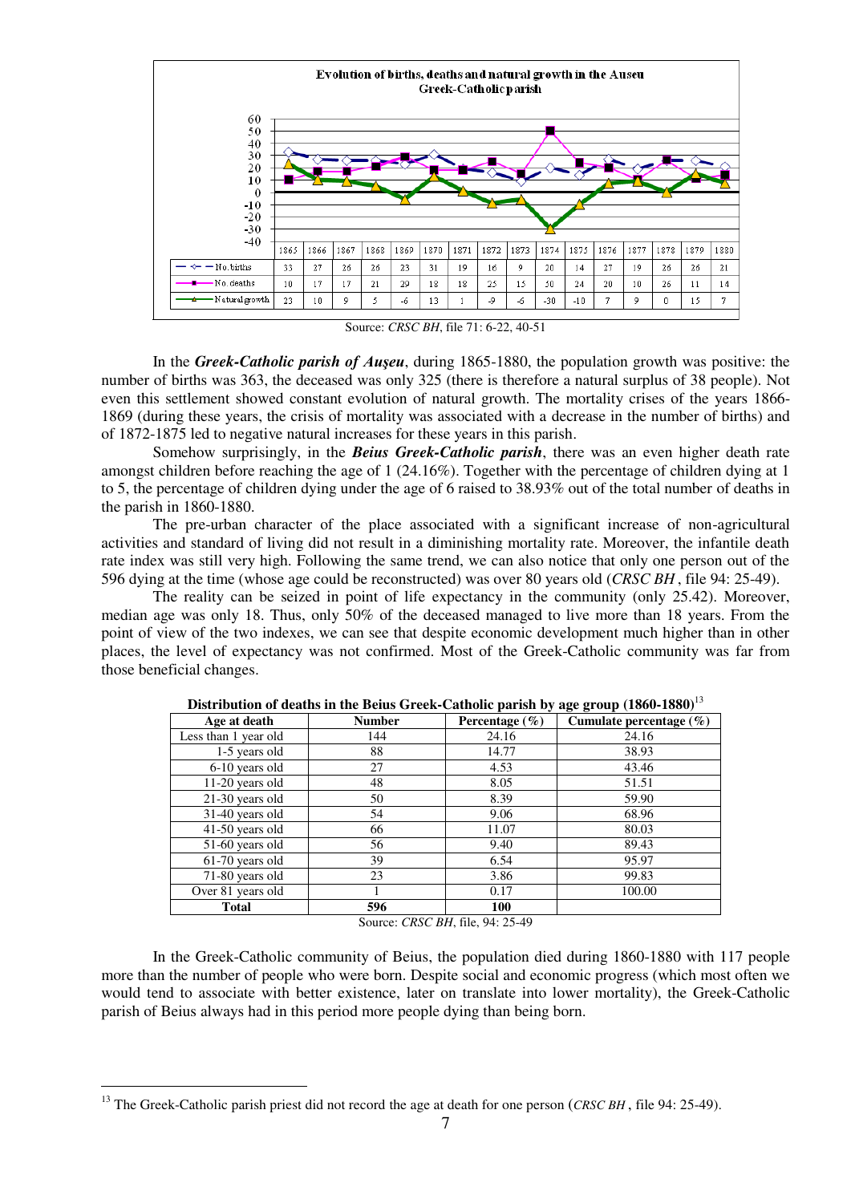**Evolution of births, deaths and natural growth in the Auseu Greek-Catholic parish**

| | 1865 | 1866 | 1867 | 1868 | 1869 | 1870 | 1871 | 1872 | 1873 | 1874 | 1875 | 1876 | 1877 | 1878 | 1879 | 1880 |
|---|---|---|---|---|---|---|---|---|---|---|---|---|---|---|---|---|
| No. births | 33 | 27 | 26 | 26 | 23 | 31 | 19 | 16 | 9 | 20 | 14 | 27 | 19 | 26 | 26 | 21 |
| No. deaths | 10 | 17 | 17 | 21 | 29 | 18 | 18 | 25 | 15 | 50 | 24 | 20 | 10 | 26 | 11 | 14 |
| Natural growth | 23 | 10 | 9 | 5 | -6 | 13 | 1 | -9 | -6 | -30 | -10 | 7 | 9 | 0 | 15 | 7 |

Source: *CRSC BH*, file 71: 6-22, 40-51

In the ***Greek-Catholic parish of Auşeu***, during 1865-1880, the population growth was positive: the number of births was 363, the deceased was only 325 (there is therefore a natural surplus of 38 people). Not even this settlement showed constant evolution of natural growth. The mortality crises of the years 1866-1869 (during these years, the crisis of mortality was associated with a decrease in the number of births) and of 1872-1875 led to negative natural increases for these years in this parish.

Somehow surprisingly, in the ***Beius Greek-Catholic parish***, there was an even higher death rate amongst children before reaching the age of 1 (24.16%). Together with the percentage of children dying at 1 to 5, the percentage of children dying under the age of 6 raised to 38.93% out of the total number of deaths in the parish in 1860-1880.

The pre-urban character of the place associated with a significant increase of non-agricultural activities and standard of living did not result in a diminishing mortality rate. Moreover, the infantile death rate index was still very high. Following the same trend, we can also notice that only one person out of the 596 dying at the time (whose age could be reconstructed) was over 80 years old (*CRSC BH* , file 94: 25-49).

The reality can be seized in point of life expectancy in the community (only 25.42). Moreover, median age was only 18. Thus, only 50% of the deceased managed to live more than 18 years. From the point of view of the two indexes, we can see that despite economic development much higher than in other places, the level of expectancy was not confirmed. Most of the Greek-Catholic community was far from those beneficial changes.

**Distribution of deaths in the Beius Greek-Catholic parish by age group (1860-1880)**[13]

| Age at death | Number | Percentage (%) | Cumulate percentage (%) |
|---|---|---|---|
| Less than 1 year old | 144 | 24.16 | 24.16 |
| 1-5 years old | 88 | 14.77 | 38.93 |
| 6-10 years old | 27 | 4.53 | 43.46 |
| 11-20 years old | 48 | 8.05 | 51.51 |
| 21-30 years old | 50 | 8.39 | 59.90 |
| 31-40 years old | 54 | 9.06 | 68.96 |
| 41-50 years old | 66 | 11.07 | 80.03 |
| 51-60 years old | 56 | 9.40 | 89.43 |
| 61-70 years old | 39 | 6.54 | 95.97 |
| 71-80 years old | 23 | 3.86 | 99.83 |
| Over 81 years old | 1 | 0.17 | 100.00 |
| **Total** | **596** | **100** | |

Source: *CRSC BH*, file, 94: 25-49

In the Greek-Catholic community of Beius, the population died during 1860-1880 with 117 people more than the number of people who were born. Despite social and economic progress (which most often we would tend to associate with better existence, later on translate into lower mortality), the Greek-Catholic parish of Beius always had in this period more people dying than being born.

[13] The Greek-Catholic parish priest did not record the age at death for one person (*CRSC BH* , file 94: 25-49).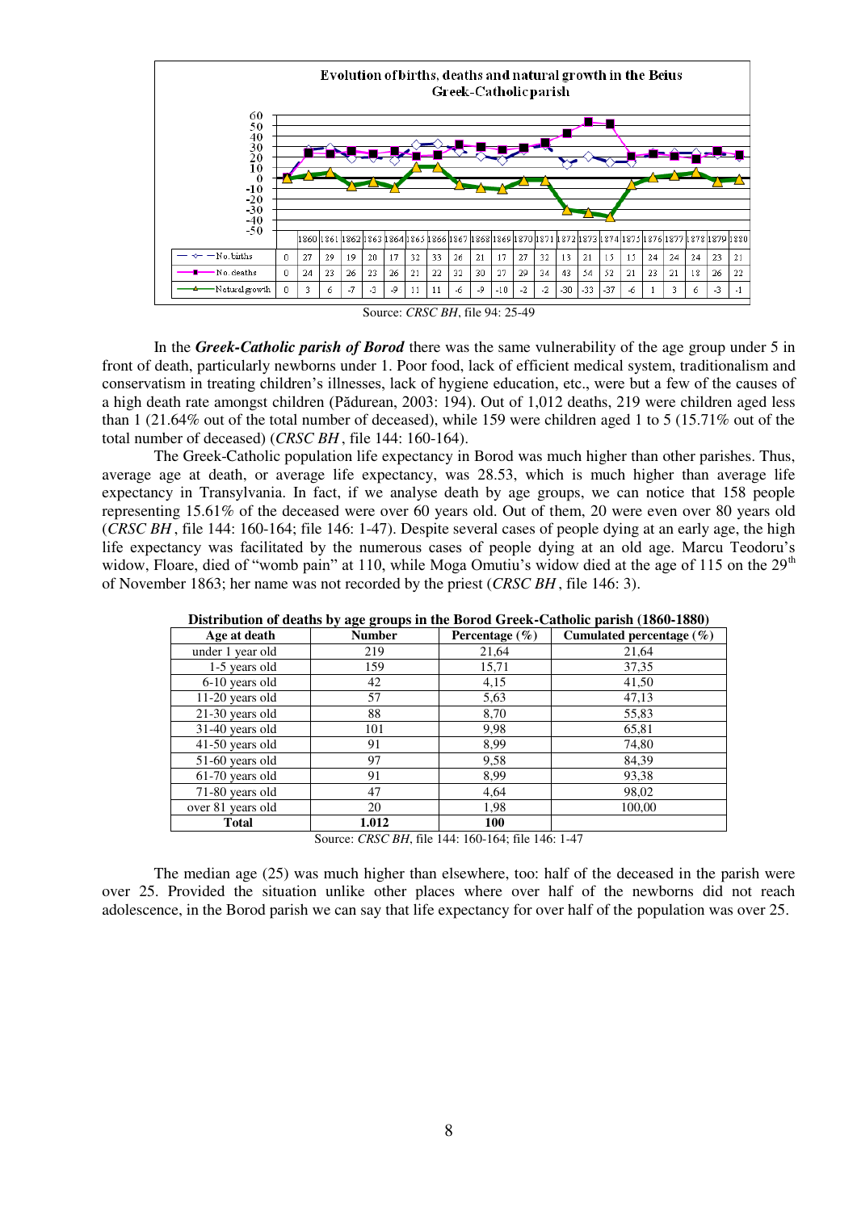**Evolution of births, deaths and natural growth in the Beius Greek-Catholic parish**

| | | 1860 | 1861 | 1862 | 1863 | 1864 | 1865 | 1866 | 1867 | 1868 | 1869 | 1870 | 1871 | 1872 | 1873 | 1874 | 1875 | 1876 | 1877 | 1878 | 1879 | 1880 |
|---|---|---|---|---|---|---|---|---|---|---|---|---|---|---|---|---|---|---|---|---|---|---|
| No. births | 0 | 27 | 29 | 19 | 20 | 17 | 32 | 33 | 26 | 21 | 17 | 27 | 32 | 13 | 21 | 15 | 15 | 24 | 24 | 24 | 23 | 21 |
| No. deaths | 0 | 24 | 23 | 26 | 23 | 26 | 21 | 22 | 32 | 30 | 27 | 29 | 34 | 43 | 54 | 52 | 21 | 23 | 21 | 18 | 26 | 22 |
| Natural growth | 0 | 3 | 6 | -7 | -3 | -9 | 11 | 11 | -6 | -9 | -10 | -2 | -2 | -30 | -33 | -37 | -6 | 1 | 3 | 6 | -3 | -1 |

Source: *CRSC BH*, file 94: 25-49

In the ***Greek-Catholic parish of Borod*** there was the same vulnerability of the age group under 5 in front of death, particularly newborns under 1. Poor food, lack of efficient medical system, traditionalism and conservatism in treating children's illnesses, lack of hygiene education, etc., were but a few of the causes of a high death rate amongst children (Pădurean, 2003: 194). Out of 1,012 deaths, 219 were children aged less than 1 (21.64% out of the total number of deceased), while 159 were children aged 1 to 5 (15.71% out of the total number of deceased) (*CRSC BH* , file 144: 160-164).

The Greek-Catholic population life expectancy in Borod was much higher than other parishes. Thus, average age at death, or average life expectancy, was 28.53, which is much higher than average life expectancy in Transylvania. In fact, if we analyse death by age groups, we can notice that 158 people representing 15.61% of the deceased were over 60 years old. Out of them, 20 were even over 80 years old (*CRSC BH* , file 144: 160-164; file 146: 1-47). Despite several cases of people dying at an early age, the high life expectancy was facilitated by the numerous cases of people dying at an old age. Marcu Teodoru's widow, Floare, died of "womb pain" at 110, while Moga Omutiu's widow died at the age of 115 on the 29th of November 1863; her name was not recorded by the priest (*CRSC BH* , file 146: 3).

**Distribution of deaths by age groups in the Borod Greek-Catholic parish (1860-1880)**

| Age at death | Number | Percentage (%) | Cumulated percentage (%) |
|---|---|---|---|
| under 1 year old | 219 | 21,64 | 21,64 |
| 1-5 years old | 159 | 15,71 | 37,35 |
| 6-10 years old | 42 | 4,15 | 41,50 |
| 11-20 years old | 57 | 5,63 | 47,13 |
| 21-30 years old | 88 | 8,70 | 55,83 |
| 31-40 years old | 101 | 9,98 | 65,81 |
| 41-50 years old | 91 | 8,99 | 74,80 |
| 51-60 years old | 97 | 9,58 | 84,39 |
| 61-70 years old | 91 | 8,99 | 93,38 |
| 71-80 years old | 47 | 4,64 | 98,02 |
| over 81 years old | 20 | 1,98 | 100,00 |
| **Total** | **1.012** | **100** | |

Source: *CRSC BH*, file 144: 160-164; file 146: 1-47

The median age (25) was much higher than elsewhere, too: half of the deceased in the parish were over 25. Provided the situation unlike other places where over half of the newborns did not reach adolescence, in the Borod parish we can say that life expectancy for over half of the population was over 25.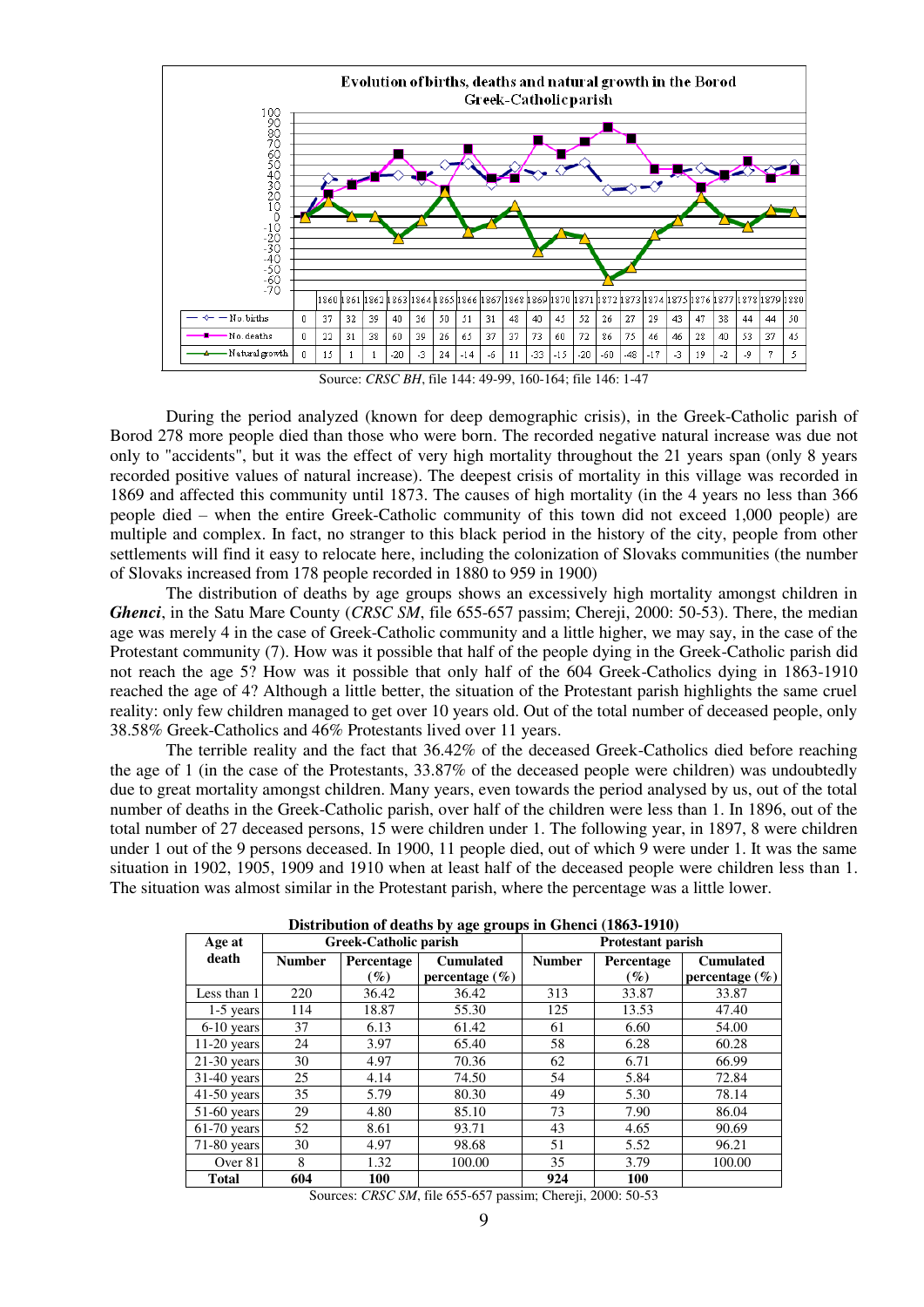**Evolution of births, deaths and natural growth in the Borod Greek-Catholic parish**

| | | 1860 | 1861 | 1862 | 1863 | 1864 | 1865 | 1866 | 1867 | 1868 | 1869 | 1870 | 1871 | 1872 | 1873 | 1874 | 1875 | 1876 | 1877 | 1878 | 1879 | 1880 |
|---|---|---|---|---|---|---|---|---|---|---|---|---|---|---|---|---|---|---|---|---|---|---|
| No. births | 0 | 37 | 32 | 39 | 40 | 36 | 50 | 51 | 31 | 48 | 40 | 45 | 52 | 26 | 27 | 29 | 43 | 47 | 38 | 44 | 44 | 50 |
| No. deaths | 0 | 22 | 31 | 38 | 60 | 39 | 26 | 65 | 37 | 37 | 73 | 60 | 72 | 86 | 75 | 46 | 46 | 28 | 40 | 53 | 37 | 45 |
| Natural growth | 0 | 15 | 1 | 1 | -20 | -3 | 24 | -14 | -6 | 11 | -33 | -15 | -20 | -60 | -48 | -17 | -3 | 19 | -2 | -9 | 7 | 5 |

Source: *CRSC BH*, file 144: 49-99, 160-164; file 146: 1-47

During the period analyzed (known for deep demographic crisis), in the Greek-Catholic parish of Borod 278 more people died than those who were born. The recorded negative natural increase was due not only to "accidents", but it was the effect of very high mortality throughout the 21 years span (only 8 years recorded positive values of natural increase). The deepest crisis of mortality in this village was recorded in 1869 and affected this community until 1873. The causes of high mortality (in the 4 years no less than 366 people died – when the entire Greek-Catholic community of this town did not exceed 1,000 people) are multiple and complex. In fact, no stranger to this black period in the history of the city, people from other settlements will find it easy to relocate here, including the colonization of Slovaks communities (the number of Slovaks increased from 178 people recorded in 1880 to 959 in 1900)

The distribution of deaths by age groups shows an excessively high mortality amongst children in ***Ghenci***, in the Satu Mare County (*CRSC SM*, file 655-657 passim; Chereji, 2000: 50-53). There, the median age was merely 4 in the case of Greek-Catholic community and a little higher, we may say, in the case of the Protestant community (7). How was it possible that half of the people dying in the Greek-Catholic parish did not reach the age 5? How was it possible that only half of the 604 Greek-Catholics dying in 1863-1910 reached the age of 4? Although a little better, the situation of the Protestant parish highlights the same cruel reality: only few children managed to get over 10 years old. Out of the total number of deceased people, only 38.58% Greek-Catholics and 46% Protestants lived over 11 years.

The terrible reality and the fact that 36.42% of the deceased Greek-Catholics died before reaching the age of 1 (in the case of the Protestants, 33.87% of the deceased people were children) was undoubtedly due to great mortality amongst children. Many years, even towards the period analysed by us, out of the total number of deaths in the Greek-Catholic parish, over half of the children were less than 1. In 1896, out of the total number of 27 deceased persons, 15 were children under 1. The following year, in 1897, 8 were children under 1 out of the 9 persons deceased. In 1900, 11 people died, out of which 9 were under 1. It was the same situation in 1902, 1905, 1909 and 1910 when at least half of the deceased people were children less than 1. The situation was almost similar in the Protestant parish, where the percentage was a little lower.

**Distribution of deaths by age groups in Ghenci (1863-1910)**

| Age at death | Greek-Catholic parish | | | Protestant parish | | |
|---|---|---|---|---|---|---|
| | **Number** | **Percentage (%)** | **Cumulated percentage (%)** | **Number** | **Percentage (%)** | **Cumulated percentage (%)** |
| Less than 1 | 220 | 36.42 | 36.42 | 313 | 33.87 | 33.87 |
| 1-5 years | 114 | 18.87 | 55.30 | 125 | 13.53 | 47.40 |
| 6-10 years | 37 | 6.13 | 61.42 | 61 | 6.60 | 54.00 |
| 11-20 years | 24 | 3.97 | 65.40 | 58 | 6.28 | 60.28 |
| 21-30 years | 30 | 4.97 | 70.36 | 62 | 6.71 | 66.99 |
| 31-40 years | 25 | 4.14 | 74.50 | 54 | 5.84 | 72.84 |
| 41-50 years | 35 | 5.79 | 80.30 | 49 | 5.30 | 78.14 |
| 51-60 years | 29 | 4.80 | 85.10 | 73 | 7.90 | 86.04 |
| 61-70 years | 52 | 8.61 | 93.71 | 43 | 4.65 | 90.69 |
| 71-80 years | 30 | 4.97 | 98.68 | 51 | 5.52 | 96.21 |
| Over 81 | 8 | 1.32 | 100.00 | 35 | 3.79 | 100.00 |
| **Total** | **604** | **100** | | **924** | **100** | |

Sources: *CRSC SM*, file 655-657 passim; Chereji, 2000: 50-53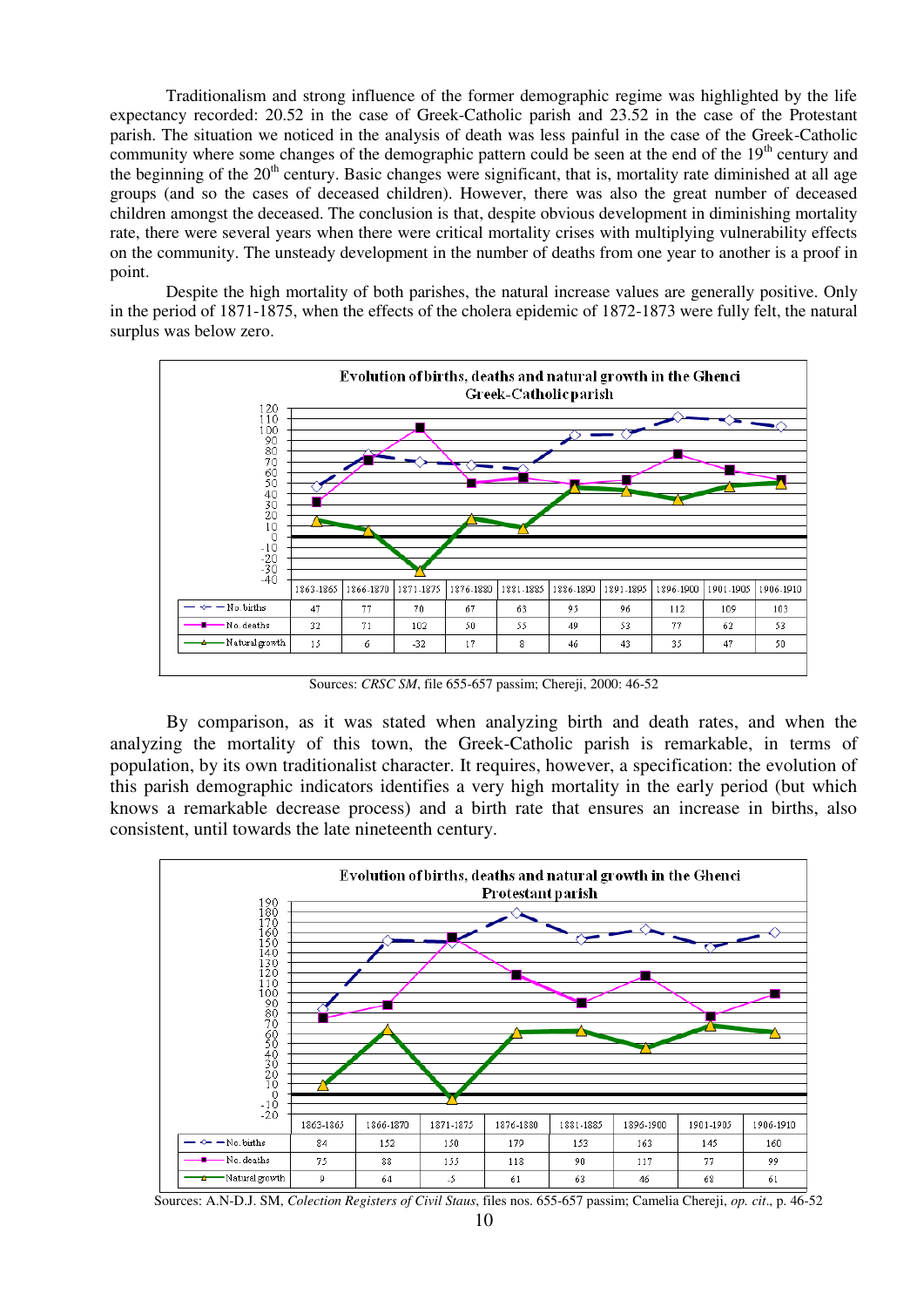Traditionalism and strong influence of the former demographic regime was highlighted by the life expectancy recorded: 20.52 in the case of Greek-Catholic parish and 23.52 in the case of the Protestant parish. The situation we noticed in the analysis of death was less painful in the case of the Greek-Catholic community where some changes of the demographic pattern could be seen at the end of the 19th century and the beginning of the 20th century. Basic changes were significant, that is, mortality rate diminished at all age groups (and so the cases of deceased children). However, there was also the great number of deceased children amongst the deceased. The conclusion is that, despite obvious development in diminishing mortality rate, there were several years when there were critical mortality crises with multiplying vulnerability effects on the community. The unsteady development in the number of deaths from one year to another is a proof in point.

Despite the high mortality of both parishes, the natural increase values are generally positive. Only in the period of 1871-1875, when the effects of the cholera epidemic of 1872-1873 were fully felt, the natural surplus was below zero.

**Evolution of births, deaths and natural growth in the Ghenci Greek-Catholic parish**

| | 1863-1865 | 1866-1870 | 1871-1875 | 1876-1880 | 1881-1885 | 1886-1890 | 1891-1895 | 1896-1900 | 1901-1905 | 1906-1910 |
|---|---|---|---|---|---|---|---|---|---|---|
| No. births | 47 | 77 | 70 | 67 | 63 | 95 | 96 | 112 | 109 | 103 |
| No. deaths | 32 | 71 | 102 | 50 | 55 | 49 | 53 | 77 | 62 | 53 |
| Natural growth | 15 | 6 | -32 | 17 | 8 | 46 | 43 | 35 | 47 | 50 |

Sources: *CRSC SM*, file 655-657 passim; Chereji, 2000: 46-52

By comparison, as it was stated when analyzing birth and death rates, and when the analyzing the mortality of this town, the Greek-Catholic parish is remarkable, in terms of population, by its own traditionalist character. It requires, however, a specification: the evolution of this parish demographic indicators identifies a very high mortality in the early period (but which knows a remarkable decrease process) and a birth rate that ensures an increase in births, also consistent, until towards the late nineteenth century.

**Evolution of births, deaths and natural growth in the Ghenci Protestant parish**

| | 1863-1865 | 1866-1870 | 1871-1875 | 1876-1880 | 1881-1885 | 1896-1900 | 1901-1905 | 1906-1910 |
|---|---|---|---|---|---|---|---|---|
| No. births | 84 | 152 | 150 | 179 | 153 | 163 | 145 | 160 |
| No. deaths | 75 | 88 | 155 | 118 | 90 | 117 | 77 | 99 |
| Natural growth | 9 | 64 | -5 | 61 | 63 | 46 | 68 | 61 |

Sources: A.N-D.J. SM, *Colection Registers of Civil Staus*, files nos. 655-657 passim; Camelia Chereji, *op. cit*., p. 46-52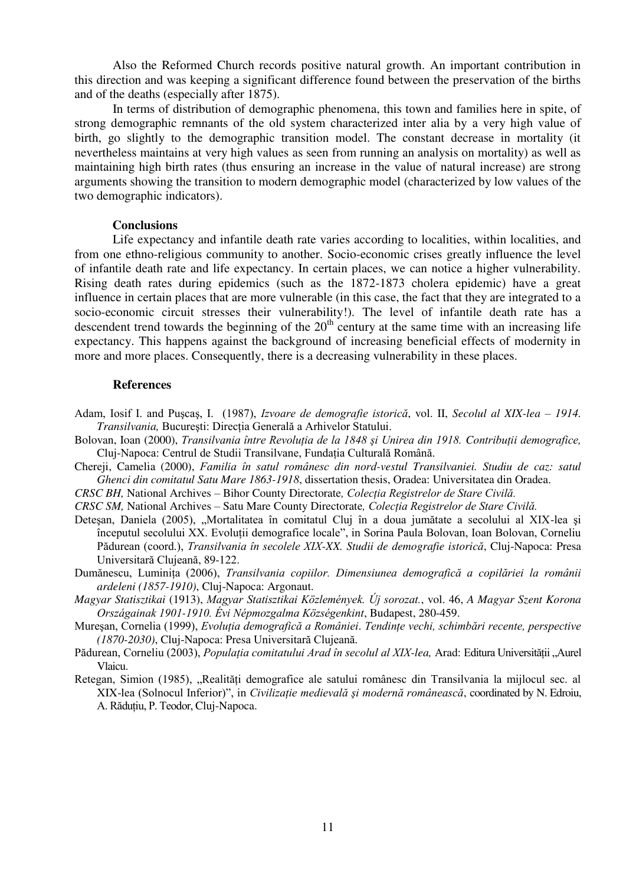Also the Reformed Church records positive natural growth. An important contribution in this direction and was keeping a significant difference found between the preservation of the births and of the deaths (especially after 1875).

In terms of distribution of demographic phenomena, this town and families here in spite, of strong demographic remnants of the old system characterized inter alia by a very high value of birth, go slightly to the demographic transition model. The constant decrease in mortality (it nevertheless maintains at very high values as seen from running an analysis on mortality) as well as maintaining high birth rates (thus ensuring an increase in the value of natural increase) are strong arguments showing the transition to modern demographic model (characterized by low values of the two demographic indicators).

## Conclusions

Life expectancy and infantile death rate varies according to localities, within localities, and from one ethno-religious community to another. Socio-economic crises greatly influence the level of infantile death rate and life expectancy. In certain places, we can notice a higher vulnerability. Rising death rates during epidemics (such as the 1872-1873 cholera epidemic) have a great influence in certain places that are more vulnerable (in this case, the fact that they are integrated to a socio-economic circuit stresses their vulnerability!). The level of infantile death rate has a descendent trend towards the beginning of the 20th century at the same time with an increasing life expectancy. This happens against the background of increasing beneficial effects of modernity in more and more places. Consequently, there is a decreasing vulnerability in these places.

## References

Adam, Iosif I. and Puşcaş, I. (1987), *Izvoare de demografie istorică*, vol. II, *Secolul al XIX-lea – 1914. Transilvania,* Bucureşti: Direcţia Generală a Arhivelor Statului.

Bolovan, Ioan (2000), *Transilvania între Revoluţia de la 1848 şi Unirea din 1918. Contribuţii demografice,* Cluj-Napoca: Centrul de Studii Transilvane, Fundaţia Culturală Română.

Chereji, Camelia (2000), *Familia în satul românesc din nord-vestul Transilvaniei. Studiu de caz: satul Ghenci din comitatul Satu Mare 1863-1918*, dissertation thesis, Oradea: Universitatea din Oradea.

*CRSC BH,* National Archives – Bihor County Directorate*, Colecţia Registrelor de Stare Civilă.*

*CRSC SM,* National Archives – Satu Mare County Directorate*, Colecţia Registrelor de Stare Civilă.*

Deteşan, Daniela (2005), „Mortalitatea în comitatul Cluj în a doua jumătate a secolului al XIX-lea şi începutul secolului XX. Evoluţii demografice locale", in Sorina Paula Bolovan, Ioan Bolovan, Corneliu Pădurean (coord.), *Transilvania în secolele XIX-XX. Studii de demografie istorică*, Cluj-Napoca: Presa Universitară Clujeană, 89-122.

Dumănescu, Luminiţa (2006), *Transilvania copiilor. Dimensiunea demografică a copilăriei la românii ardeleni (1857-1910)*, Cluj-Napoca: Argonaut.

*Magyar Statisztikai* (1913), *Magyar Statisztikai Közlemények. Új sorozat.*, vol. 46, *A Magyar Szent Korona Országainak 1901-1910. Évi Népmozgalma Községenkint*, Budapest, 280-459.

Mureşan, Cornelia (1999), *Evoluţia demografică a României*. *Tendinţe vechi, schimbări recente, perspective (1870-2030)*, Cluj-Napoca: Presa Universitară Clujeană.

Pădurean, Corneliu (2003), *Populaţia comitatului Arad în secolul al XIX-lea,* Arad: Editura Universităţii „Aurel Vlaicu.

Retegan, Simion (1985), „Realităţi demografice ale satului românesc din Transilvania la mijlocul sec. al XIX-lea (Solnocul Inferior)", in *Civilizaţie medievală şi modernă românească*, coordinated by N. Edroiu, A. Răduţiu, P. Teodor, Cluj-Napoca.